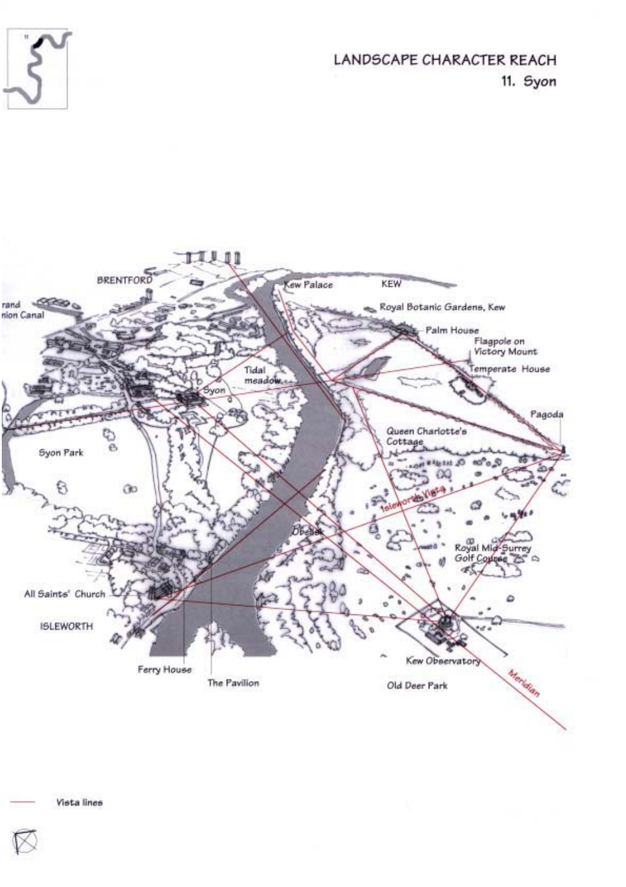# LANDSCAPE CHARACTER REACH

## 11. Syon

BRENTFORD

Grand Union Canal

Kew Palace

KEW

Royal Botanic Gardens, Kew

Palm House

Flagpole on Victory Mount

Temperate House

Tidal meadow

Syon

Pagoda

Queen Charlotte's Cottage

Syon Park

Isleworth Vista

Obelisk

Royal Mid-Surrey Golf Course

All Saints' Church

ISLEWORTH

Kew Observatory

Meridian

Ferry House

The Pavilion

Old Deer Park

Vista lines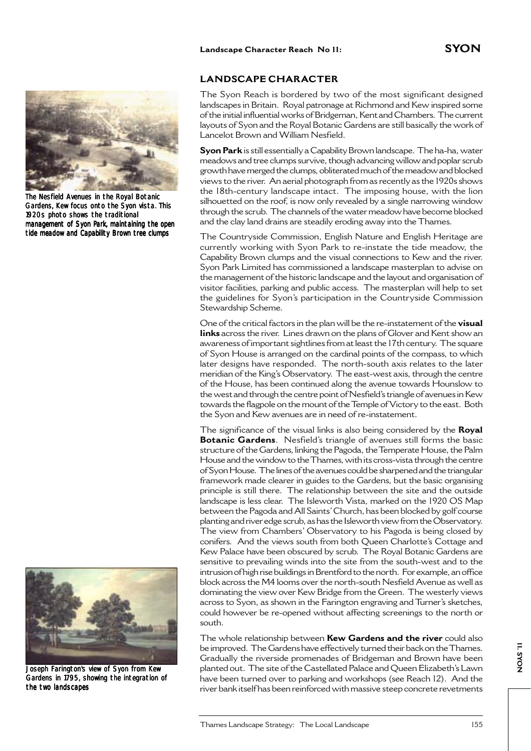## LANDSCAPE CHARACTER

The Nesfield Avenues in the Royal Botanic Gardens, Kew focus onto the Syon vista. This 1920s photo shows the traditional management of Syon Park, maintaining the open tide meadow and Capability Brown tree clumps

The Syon Reach is bordered by two of the most significant designed landscapes in Britain. Royal patronage at Richmond and Kew inspired some of the initial influential works of Bridgeman, Kent and Chambers. The current layouts of Syon and the Royal Botanic Gardens are still basically the work of Lancelot Brown and William Nesfield.

**Syon Park** is still essentially a Capability Brown landscape. The ha-ha, water meadows and tree clumps survive, though advancing willow and poplar scrub growth have merged the clumps, obliterated much of the meadow and blocked views to the river. An aerial photograph from as recently as the 1920s shows the 18th-century landscape intact. The imposing house, with the lion silhouetted on the roof, is now only revealed by a single narrowing window through the scrub. The channels of the water meadow have become blocked and the clay land drains are steadily eroding away into the Thames.

The Countryside Commission, English Nature and English Heritage are currently working with Syon Park to re-instate the tide meadow, the Capability Brown clumps and the visual connections to Kew and the river. Syon Park Limited has commissioned a landscape masterplan to advise on the management of the historic landscape and the layout and organisation of visitor facilities, parking and public access. The masterplan will help to set the guidelines for Syon's participation in the Countryside Commission Stewardship Scheme.

One of the critical factors in the plan will be the re-instatement of the **visual links** across the river. Lines drawn on the plans of Glover and Kent show an awareness of important sightlines from at least the 17th century. The square of Syon House is arranged on the cardinal points of the compass, to which later designs have responded. The north-south axis relates to the later meridian of the King's Observatory. The east-west axis, through the centre of the House, has been continued along the avenue towards Hounslow to the west and through the centre point of Nesfield's triangle of avenues in Kew towards the flagpole on the mount of the Temple of Victory to the east. Both the Syon and Kew avenues are in need of re-instatement.

The significance of the visual links is also being considered by the **Royal Botanic Gardens**. Nesfield's triangle of avenues still forms the basic structure of the Gardens, linking the Pagoda, the Temperate House, the Palm House and the window to the Thames, with its cross-vista through the centre of Syon House. The lines of the avenues could be sharpened and the triangular framework made clearer in guides to the Gardens, but the basic organising principle is still there. The relationship between the site and the outside landscape is less clear. The Isleworth Vista, marked on the 1920 OS Map between the Pagoda and All Saints' Church, has been blocked by golf course planting and river edge scrub, as has the Isleworth view from the Observatory. The view from Chambers' Observatory to his Pagoda is being closed by conifers. And the views south from both Queen Charlotte's Cottage and Kew Palace have been obscured by scrub. The Royal Botanic Gardens are sensitive to prevailing winds into the site from the south-west and to the intrusion of high rise buildings in Brentford to the north. For example, an office block across the M4 looms over the north-south Nesfield Avenue as well as dominating the view over Kew Bridge from the Green. The westerly views across to Syon, as shown in the Farington engraving and Turner's sketches, could however be re-opened without affecting screenings to the north or south.

Joseph Farington's view of Syon from Kew Gardens in 1795, showing the integration of the two landscapes

The whole relationship between **Kew Gardens and the river** could also be improved. The Gardens have effectively turned their back on the Thames. Gradually the riverside promenades of Bridgeman and Brown have been planted out. The site of the Castellated Palace and Queen Elizabeth's Lawn have been turned over to parking and workshops (see Reach 12). And the river bank itself has been reinforced with massive steep concrete revetments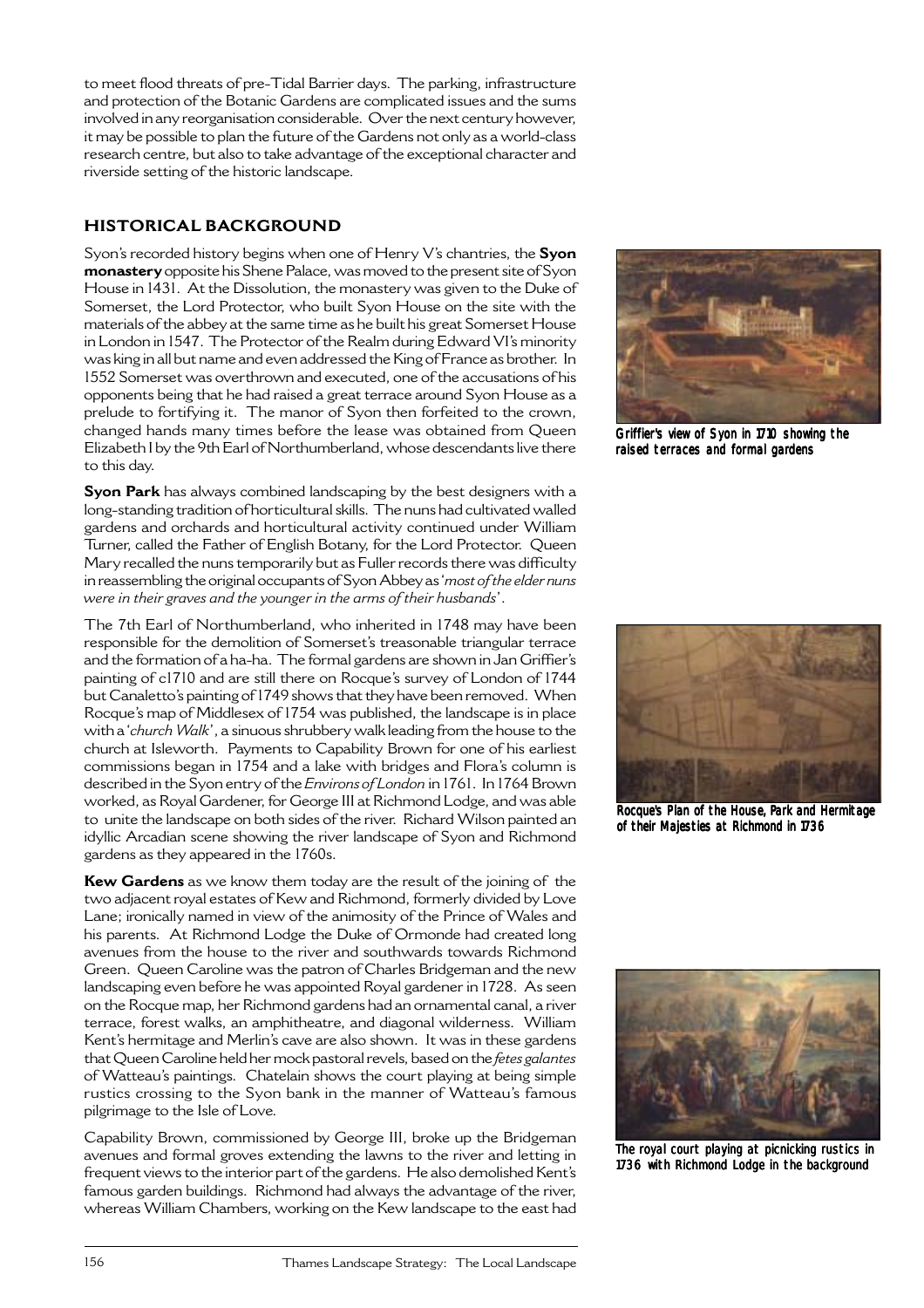to meet flood threats of pre-Tidal Barrier days. The parking, infrastructure and protection of the Botanic Gardens are complicated issues and the sums involved in any reorganisation considerable. Over the next century however, it may be possible to plan the future of the Gardens not only as a world-class research centre, but also to take advantage of the exceptional character and riverside setting of the historic landscape.

## HISTORICAL BACKGROUND

Syon's recorded history begins when one of Henry V's chantries, the **Syon monastery** opposite his Shene Palace, was moved to the present site of Syon House in 1431. At the Dissolution, the monastery was given to the Duke of Somerset, the Lord Protector, who built Syon House on the site with the materials of the abbey at the same time as he built his great Somerset House in London in 1547. The Protector of the Realm during Edward VI's minority was king in all but name and even addressed the King of France as brother. In 1552 Somerset was overthrown and executed, one of the accusations of his opponents being that he had raised a great terrace around Syon House as a prelude to fortifying it. The manor of Syon then forfeited to the crown, changed hands many times before the lease was obtained from Queen Elizabeth I by the 9th Earl of Northumberland, whose descendants live there to this day.

Griffier's view of Syon in 1710 showing the raised terraces and formal gardens

**Syon Park** has always combined landscaping by the best designers with a long-standing tradition of horticultural skills. The nuns had cultivated walled gardens and orchards and horticultural activity continued under William Turner, called the Father of English Botany, for the Lord Protector. Queen Mary recalled the nuns temporarily but as Fuller records there was difficulty in reassembling the original occupants of Syon Abbey as '*most of the elder nuns were in their graves and the younger in the arms of their husbands*'.

The 7th Earl of Northumberland, who inherited in 1748 may have been responsible for the demolition of Somerset's treasonable triangular terrace and the formation of a ha-ha. The formal gardens are shown in Jan Griffier's painting of c1710 and are still there on Rocque's survey of London of 1744 but Canaletto's painting of 1749 shows that they have been removed. When Rocque's map of Middlesex of 1754 was published, the landscape is in place with a '*church Walk*', a sinuous shrubbery walk leading from the house to the church at Isleworth. Payments to Capability Brown for one of his earliest commissions began in 1754 and a lake with bridges and Flora's column is described in the Syon entry of the *Environs of London* in 1761. In 1764 Brown worked, as Royal Gardener, for George III at Richmond Lodge, and was able to unite the landscape on both sides of the river. Richard Wilson painted an idyllic Arcadian scene showing the river landscape of Syon and Richmond gardens as they appeared in the 1760s.

Rocque's Plan of the House, Park and Hermitage of their Majesties at Richmond in 1736

**Kew Gardens** as we know them today are the result of the joining of the two adjacent royal estates of Kew and Richmond, formerly divided by Love Lane; ironically named in view of the animosity of the Prince of Wales and his parents. At Richmond Lodge the Duke of Ormonde had created long avenues from the house to the river and southwards towards Richmond Green. Queen Caroline was the patron of Charles Bridgeman and the new landscaping even before he was appointed Royal gardener in 1728. As seen on the Rocque map, her Richmond gardens had an ornamental canal, a river terrace, forest walks, an amphitheatre, and diagonal wilderness. William Kent's hermitage and Merlin's cave are also shown. It was in these gardens that Queen Caroline held her mock pastoral revels, based on the *fetes galantes* of Watteau's paintings. Chatelain shows the court playing at being simple rustics crossing to the Syon bank in the manner of Watteau's famous pilgrimage to the Isle of Love.

The royal court playing at picnicking rustics in 1736 with Richmond Lodge in the background

Capability Brown, commissioned by George III, broke up the Bridgeman avenues and formal groves extending the lawns to the river and letting in frequent views to the interior part of the gardens. He also demolished Kent's famous garden buildings. Richmond had always the advantage of the river, whereas William Chambers, working on the Kew landscape to the east had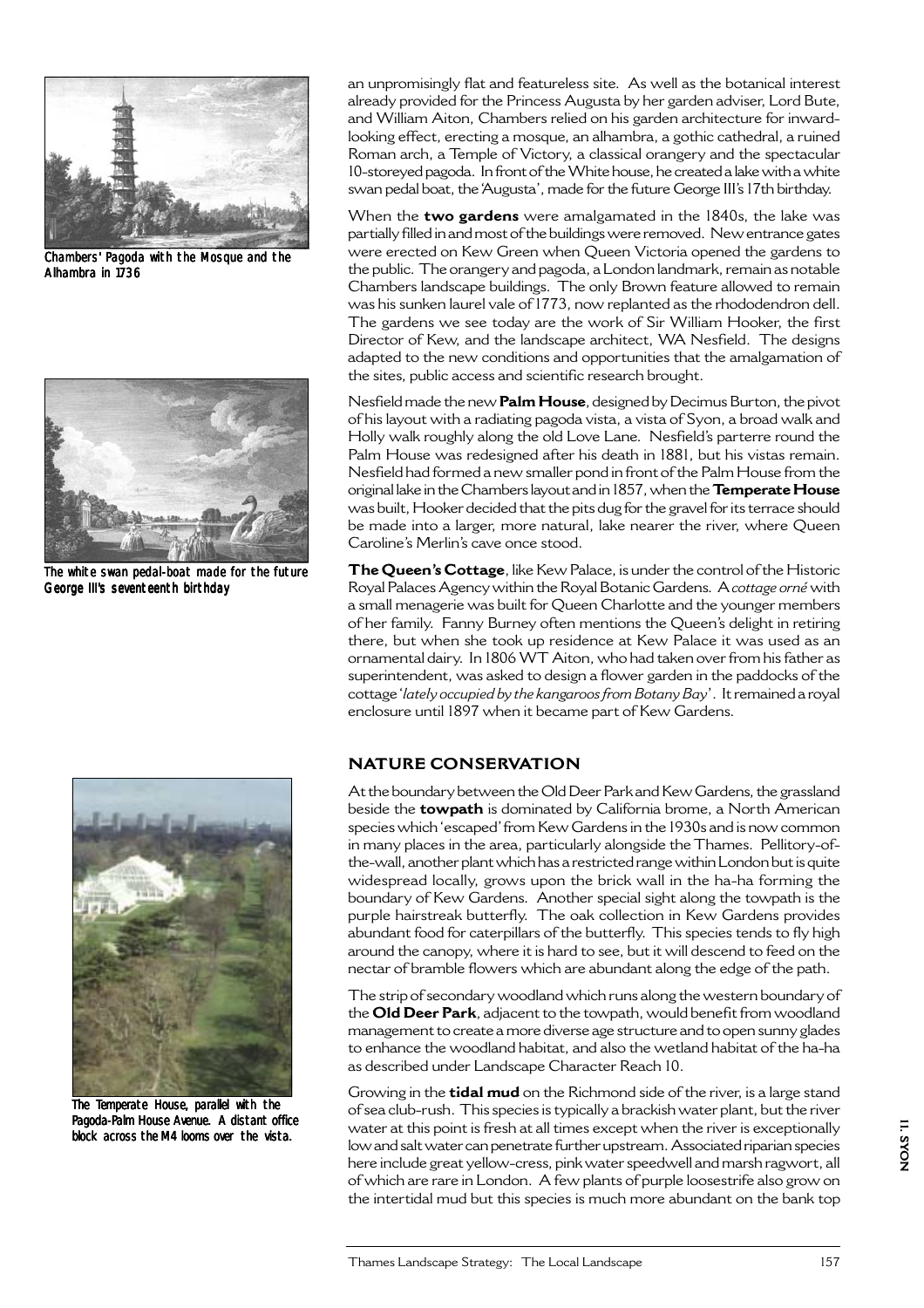an unpromisingly flat and featureless site. As well as the botanical interest already provided for the Princess Augusta by her garden adviser, Lord Bute, and William Aiton, Chambers relied on his garden architecture for inward-looking effect, erecting a mosque, an alhambra, a gothic cathedral, a ruined Roman arch, a Temple of Victory, a classical orangery and the spectacular 10-storeyed pagoda. In front of the White house, he created a lake with a white swan pedal boat, the 'Augusta', made for the future George III's 17th birthday.

Chambers' Pagoda with the Mosque and the Alhambra in 1736

The white swan pedal-boat made for the future George III's seventeenth birthday

When the **two gardens** were amalgamated in the 1840s, the lake was partially filled in and most of the buildings were removed. New entrance gates were erected on Kew Green when Queen Victoria opened the gardens to the public. The orangery and pagoda, a London landmark, remain as notable Chambers landscape buildings. The only Brown feature allowed to remain was his sunken laurel vale of 1773, now replanted as the rhododendron dell. The gardens we see today are the work of Sir William Hooker, the first Director of Kew, and the landscape architect, WA Nesfield. The designs adapted to the new conditions and opportunities that the amalgamation of the sites, public access and scientific research brought.

Nesfield made the new **Palm House**, designed by Decimus Burton, the pivot of his layout with a radiating pagoda vista, a vista of Syon, a broad walk and Holly walk roughly along the old Love Lane. Nesfield's parterre round the Palm House was redesigned after his death in 1881, but his vistas remain. Nesfield had formed a new smaller pond in front of the Palm House from the original lake in the Chambers layout and in 1857, when the **Temperate House** was built, Hooker decided that the pits dug for the gravel for its terrace should be made into a larger, more natural, lake nearer the river, where Queen Caroline's Merlin's cave once stood.

**The Queen's Cottage**, like Kew Palace, is under the control of the Historic Royal Palaces Agency within the Royal Botanic Gardens. A *cottage orné* with a small menagerie was built for Queen Charlotte and the younger members of her family. Fanny Burney often mentions the Queen's delight in retiring there, but when she took up residence at Kew Palace it was used as an ornamental dairy. In 1806 WT Aiton, who had taken over from his father as superintendent, was asked to design a flower garden in the paddocks of the cottage '*lately occupied by the kangaroos from Botany Bay*'. It remained a royal enclosure until 1897 when it became part of Kew Gardens.

## NATURE CONSERVATION

At the boundary between the Old Deer Park and Kew Gardens, the grassland beside the **towpath** is dominated by California brome, a North American species which 'escaped' from Kew Gardens in the 1930s and is now common in many places in the area, particularly alongside the Thames. Pellitory-of-the-wall, another plant which has a restricted range within London but is quite widespread locally, grows upon the brick wall in the ha-ha forming the boundary of Kew Gardens. Another special sight along the towpath is the purple hairstreak butterfly. The oak collection in Kew Gardens provides abundant food for caterpillars of the butterfly. This species tends to fly high around the canopy, where it is hard to see, but it will descend to feed on the nectar of bramble flowers which are abundant along the edge of the path.

The Temperate House, parallel with the Pagoda-Palm House Avenue. A distant office block across the M4 looms over the vista.

The strip of secondary woodland which runs along the western boundary of the **Old Deer Park**, adjacent to the towpath, would benefit from woodland management to create a more diverse age structure and to open sunny glades to enhance the woodland habitat, and also the wetland habitat of the ha-ha as described under Landscape Character Reach 10.

Growing in the **tidal mud** on the Richmond side of the river, is a large stand of sea club-rush. This species is typically a brackish water plant, but the river water at this point is fresh at all times except when the river is exceptionally low and salt water can penetrate further upstream. Associated riparian species here include great yellow-cress, pink water speedwell and marsh ragwort, all of which are rare in London. A few plants of purple loosestrife also grow on the intertidal mud but this species is much more abundant on the bank top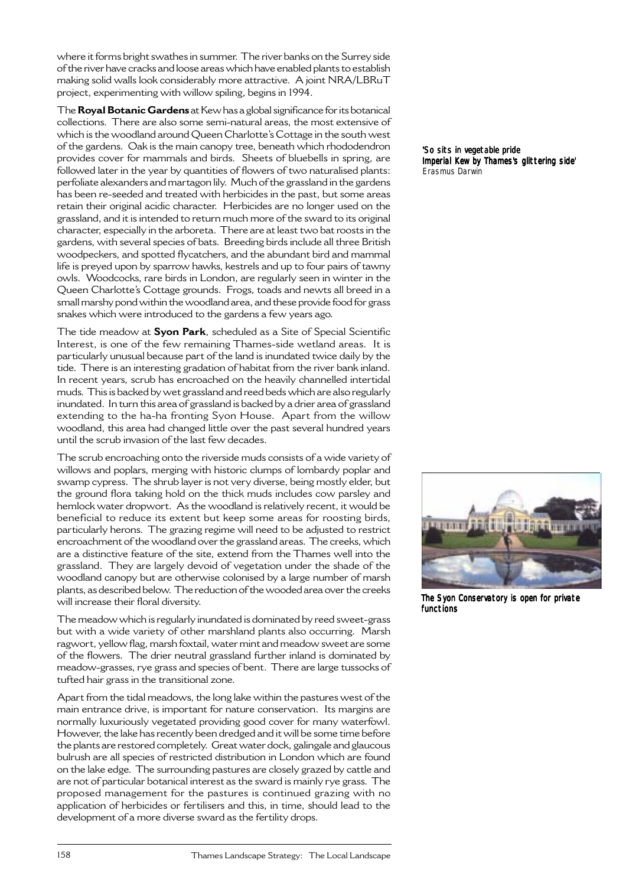where it forms bright swathes in summer. The river banks on the Surrey side of the river have cracks and loose areas which have enabled plants to establish making solid walls look considerably more attractive. A joint NRA/LBRuT project, experimenting with willow spiling, begins in 1994.

The **Royal Botanic Gardens** at Kew has a global significance for its botanical collections. There are also some semi-natural areas, the most extensive of which is the woodland around Queen Charlotte's Cottage in the south west of the gardens. Oak is the main canopy tree, beneath which rhododendron provides cover for mammals and birds. Sheets of bluebells in spring, are followed later in the year by quantities of flowers of two naturalised plants: perfoliate alexanders and martagon lily. Much of the grassland in the gardens has been re-seeded and treated with herbicides in the past, but some areas retain their original acidic character. Herbicides are no longer used on the grassland, and it is intended to return much more of the sward to its original character, especially in the arboreta. There are at least two bat roosts in the gardens, with several species of bats. Breeding birds include all three British woodpeckers, and spotted flycatchers, and the abundant bird and mammal life is preyed upon by sparrow hawks, kestrels and up to four pairs of tawny owls. Woodcocks, rare birds in London, are regularly seen in winter in the Queen Charlotte's Cottage grounds. Frogs, toads and newts all breed in a small marshy pond within the woodland area, and these provide food for grass snakes which were introduced to the gardens a few years ago.

***'So sits in vegetable pride***
***Imperial Kew by Thames's glittering side'***
*Erasmus Darwin*

The tide meadow at **Syon Park**, scheduled as a Site of Special Scientific Interest, is one of the few remaining Thames-side wetland areas. It is particularly unusual because part of the land is inundated twice daily by the tide. There is an interesting gradation of habitat from the river bank inland. In recent years, scrub has encroached on the heavily channelled intertidal muds. This is backed by wet grassland and reed beds which are also regularly inundated. In turn this area of grassland is backed by a drier area of grassland extending to the ha-ha fronting Syon House. Apart from the willow woodland, this area had changed little over the past several hundred years until the scrub invasion of the last few decades.

The scrub encroaching onto the riverside muds consists of a wide variety of willows and poplars, merging with historic clumps of lombardy poplar and swamp cypress. The shrub layer is not very diverse, being mostly elder, but the ground flora taking hold on the thick muds includes cow parsley and hemlock water dropwort. As the woodland is relatively recent, it would be beneficial to reduce its extent but keep some areas for roosting birds, particularly herons. The grazing regime will need to be adjusted to restrict encroachment of the woodland over the grassland areas. The creeks, which are a distinctive feature of the site, extend from the Thames well into the grassland. They are largely devoid of vegetation under the shade of the woodland canopy but are otherwise colonised by a large number of marsh plants, as described below. The reduction of the wooded area over the creeks will increase their floral diversity.

***The Syon Conservatory is open for private functions***

The meadow which is regularly inundated is dominated by reed sweet-grass but with a wide variety of other marshland plants also occurring. Marsh ragwort, yellow flag, marsh foxtail, water mint and meadow sweet are some of the flowers. The drier neutral grassland further inland is dominated by meadow-grasses, rye grass and species of bent. There are large tussocks of tufted hair grass in the transitional zone.

Apart from the tidal meadows, the long lake within the pastures west of the main entrance drive, is important for nature conservation. Its margins are normally luxuriously vegetated providing good cover for many waterfowl. However, the lake has recently been dredged and it will be some time before the plants are restored completely. Great water dock, galingale and glaucous bulrush are all species of restricted distribution in London which are found on the lake edge. The surrounding pastures are closely grazed by cattle and are not of particular botanical interest as the sward is mainly rye grass. The proposed management for the pastures is continued grazing with no application of herbicides or fertilisers and this, in time, should lead to the development of a more diverse sward as the fertility drops.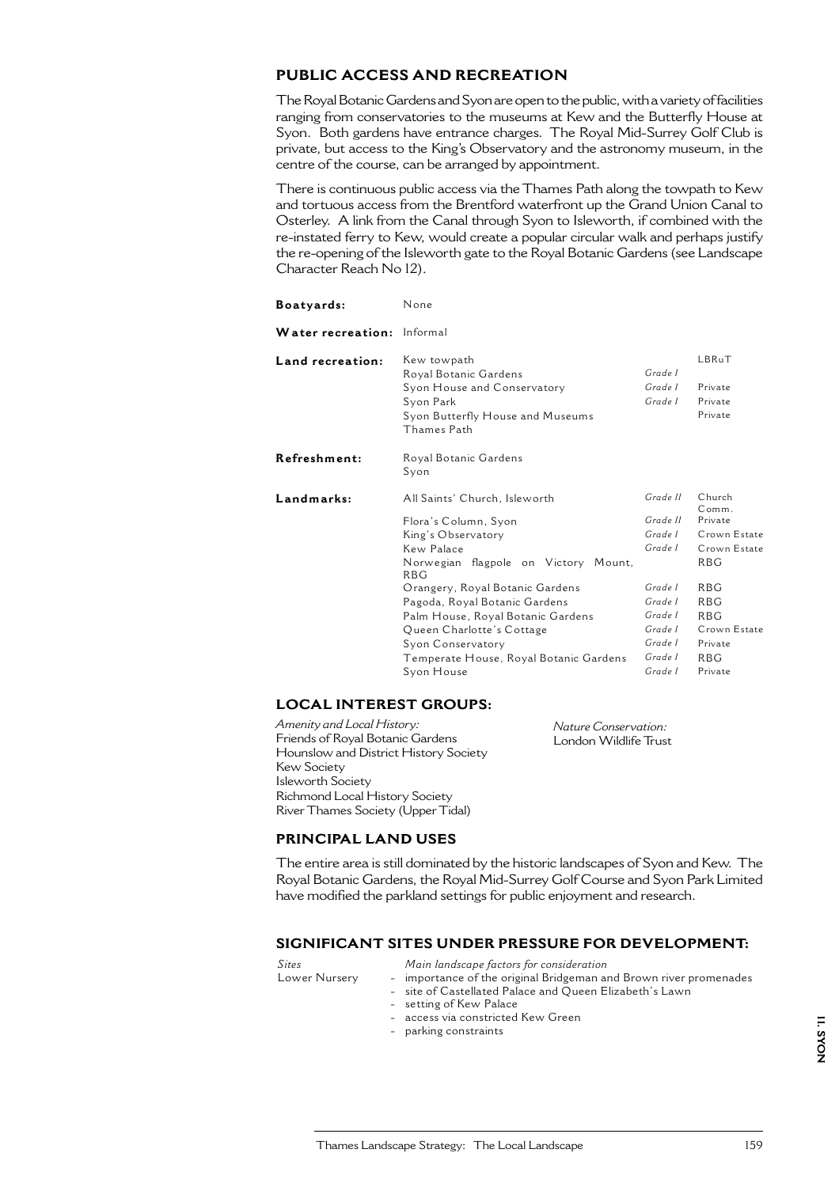## PUBLIC ACCESS AND RECREATION

The Royal Botanic Gardens and Syon are open to the public, with a variety of facilities ranging from conservatories to the museums at Kew and the Butterfly House at Syon. Both gardens have entrance charges. The Royal Mid-Surrey Golf Club is private, but access to the King's Observatory and the astronomy museum, in the centre of the course, can be arranged by appointment.

There is continuous public access via the Thames Path along the towpath to Kew and tortuous access from the Brentford waterfront up the Grand Union Canal to Osterley. A link from the Canal through Syon to Isleworth, if combined with the re-instated ferry to Kew, would create a popular circular walk and perhaps justify the re-opening of the Isleworth gate to the Royal Botanic Gardens (see Landscape Character Reach No 12).

| | | | |
|---|---|---|---|
| **Boatyards:** | None | | |
| **Water recreation:** | Informal | | |
| **Land recreation:** | Kew towpath | | LBRuT |
| | Royal Botanic Gardens | *Grade I* | |
| | Syon House and Conservatory | *Grade I* | Private |
| | Syon Park | *Grade I* | Private |
| | Syon Butterfly House and Museums | | Private |
| | Thames Path | | |
| **Refreshment:** | Royal Botanic Gardens | | |
| | Syon | | |
| **Landmarks:** | All Saints' Church, Isleworth | *Grade II* | Church Comm. |
| | Flora's Column, Syon | *Grade II* | Private |
| | King's Observatory | *Grade I* | Crown Estate |
| | Kew Palace | *Grade I* | Crown Estate |
| | Norwegian flagpole on Victory Mount, RBG | | RBG |
| | Orangery, Royal Botanic Gardens | *Grade I* | RBG |
| | Pagoda, Royal Botanic Gardens | *Grade I* | RBG |
| | Palm House, Royal Botanic Gardens | *Grade I* | RBG |
| | Queen Charlotte's Cottage | *Grade I* | Crown Estate |
| | Syon Conservatory | *Grade I* | Private |
| | Temperate House, Royal Botanic Gardens | *Grade I* | RBG |
| | Syon House | *Grade I* | Private |

## LOCAL INTEREST GROUPS:

*Amenity and Local History:*
Friends of Royal Botanic Gardens
Hounslow and District History Society
Kew Society
Isleworth Society
Richmond Local History Society
River Thames Society (Upper Tidal)

*Nature Conservation:*
London Wildlife Trust

## PRINCIPAL LAND USES

The entire area is still dominated by the historic landscapes of Syon and Kew. The Royal Botanic Gardens, the Royal Mid-Surrey Golf Course and Syon Park Limited have modified the parkland settings for public enjoyment and research.

## SIGNIFICANT SITES UNDER PRESSURE FOR DEVELOPMENT:

| *Sites* | *Main landscape factors for consideration* |
|---|---|
| Lower Nursery | - importance of the original Bridgeman and Brown river promenades |
| | - site of Castellated Palace and Queen Elizabeth's Lawn |
| | - setting of Kew Palace |
| | - access via constricted Kew Green |
| | - parking constraints |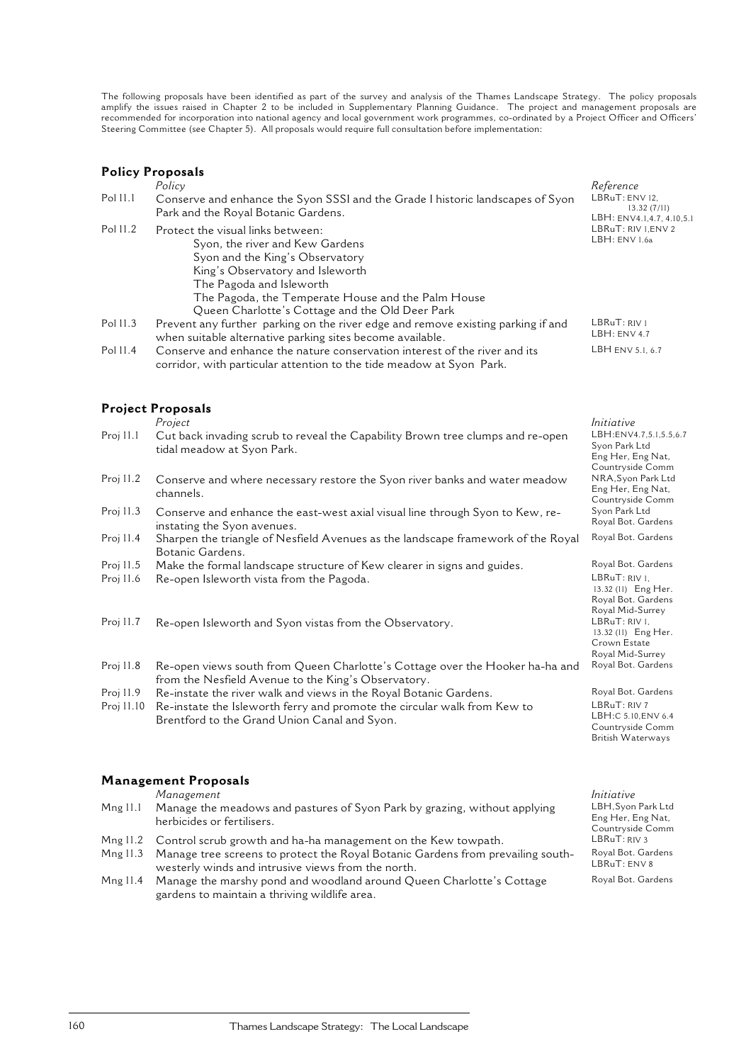The following proposals have been identified as part of the survey and analysis of the Thames Landscape Strategy. The policy proposals amplify the issues raised in Chapter 2 to be included in Supplementary Planning Guidance. The project and management proposals are recommended for incorporation into national agency and local government work programmes, co-ordinated by a Project Officer and Officers' Steering Committee (see Chapter 5). All proposals would require full consultation before implementation:

## Policy Proposals

| | *Policy* | *Reference* |
|---|---|---|
| Pol 11.1 | Conserve and enhance the Syon SSSI and the Grade I historic landscapes of Syon Park and the Royal Botanic Gardens. | LBRuT: ENV 12, 13.32 (7/11) LBH: ENV4.1,4.7, 4.10,5.1 |
| Pol 11.2 | Protect the visual links between: Syon, the river and Kew Gardens; Syon and the King's Observatory; King's Observatory and Isleworth; The Pagoda and Isleworth; The Pagoda, the Temperate House and the Palm House; Queen Charlotte's Cottage and the Old Deer Park | LBRuT: RIV 1,ENV 2 LBH: ENV 1.6a |
| Pol 11.3 | Prevent any further parking on the river edge and remove existing parking if and when suitable alternative parking sites become available. | LBRuT: RIV 1 LBH: ENV 4.7 |
| Pol 11.4 | Conserve and enhance the nature conservation interest of the river and its corridor, with particular attention to the tide meadow at Syon Park. | LBH ENV 5.1, 6.7 |

## Project Proposals

| | *Project* | *Initiative* |
|---|---|---|
| Proj 11.1 | Cut back invading scrub to reveal the Capability Brown tree clumps and re-open tidal meadow at Syon Park. | LBH:ENV4.7,5.1,5.5,6.7 Syon Park Ltd Eng Her, Eng Nat, Countryside Comm |
| Proj 11.2 | Conserve and where necessary restore the Syon river banks and water meadow channels. | NRA,Syon Park Ltd Eng Her, Eng Nat, Countryside Comm |
| Proj 11.3 | Conserve and enhance the east-west axial visual line through Syon to Kew, re-instating the Syon avenues. | Syon Park Ltd Royal Bot. Gardens |
| Proj 11.4 | Sharpen the triangle of Nesfield Avenues as the landscape framework of the Royal Botanic Gardens. | Royal Bot. Gardens |
| Proj 11.5 | Make the formal landscape structure of Kew clearer in signs and guides. | Royal Bot. Gardens |
| Proj 11.6 | Re-open Isleworth vista from the Pagoda. | LBRuT: RIV 1, 13.32 (11) Eng Her. Royal Bot. Gardens Royal Mid-Surrey |
| Proj 11.7 | Re-open Isleworth and Syon vistas from the Observatory. | LBRuT: RIV 1, 13.32 (11) Eng Her. Crown Estate Royal Mid-Surrey |
| Proj 11.8 | Re-open views south from Queen Charlotte's Cottage over the Hooker ha-ha and from the Nesfield Avenue to the King's Observatory. | Royal Bot. Gardens |
| Proj 11.9 | Re-instate the river walk and views in the Royal Botanic Gardens. | Royal Bot. Gardens |
| Proj 11.10 | Re-instate the Isleworth ferry and promote the circular walk from Kew to Brentford to the Grand Union Canal and Syon. | LBRuT: RIV 7 LBH:C 5.10,ENV 6.4 Countryside Comm British Waterways |

## Management Proposals

| | *Management* | *Initiative* |
|---|---|---|
| Mng 11.1 | Manage the meadows and pastures of Syon Park by grazing, without applying herbicides or fertilisers. | LBH,Syon Park Ltd Eng Her, Eng Nat, Countryside Comm |
| Mng 11.2 | Control scrub growth and ha-ha management on the Kew towpath. | LBRuT: RIV 3 |
| Mng 11.3 | Manage tree screens to protect the Royal Botanic Gardens from prevailing south-westerly winds and intrusive views from the north. | Royal Bot. Gardens LBRuT: ENV 8 |
| Mng 11.4 | Manage the marshy pond and woodland around Queen Charlotte's Cottage gardens to maintain a thriving wildlife area. | Royal Bot. Gardens |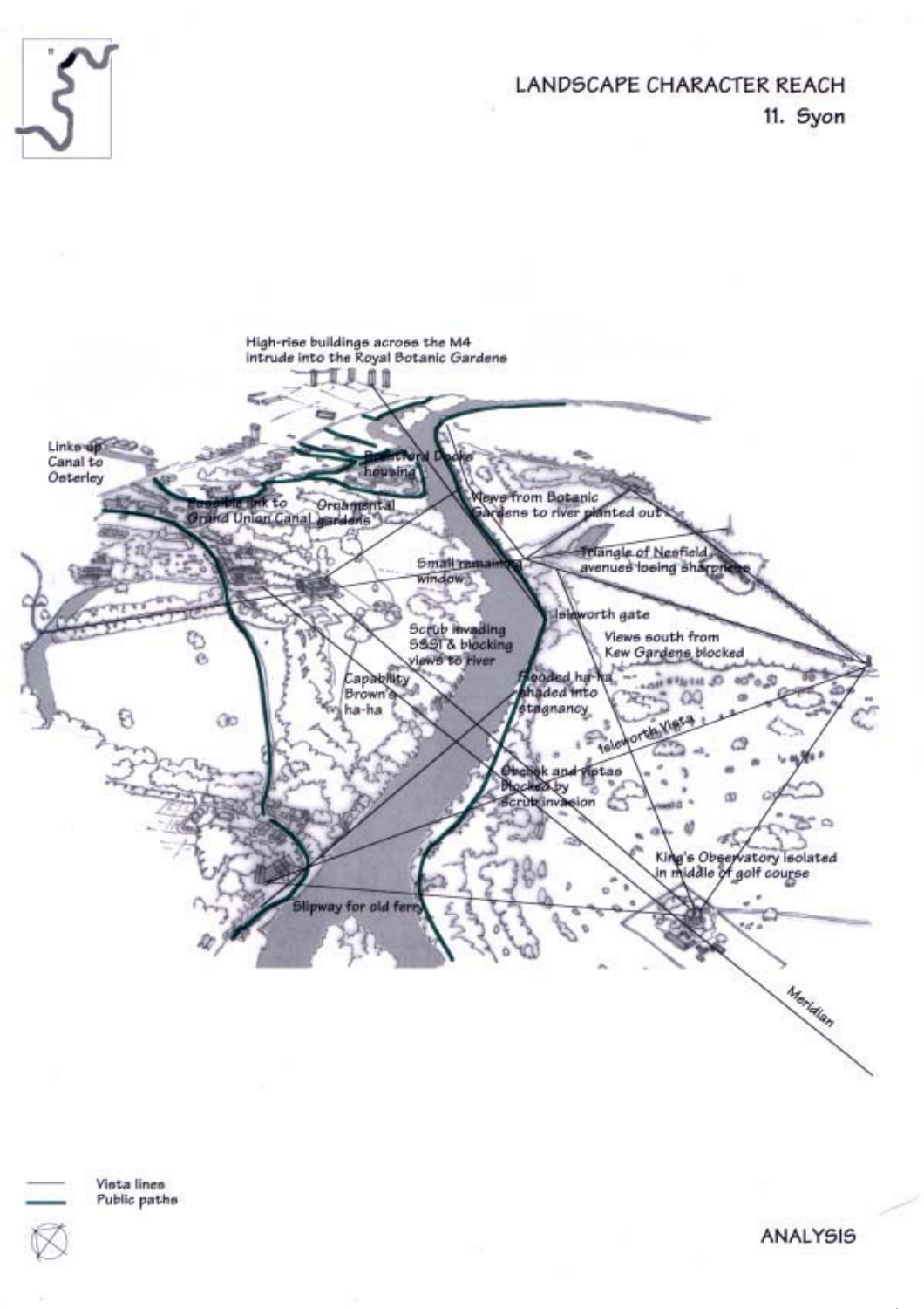# LANDSCAPE CHARACTER REACH

## 11. Syon

High-rise buildings across the M4 intrude into the Royal Botanic Gardens

Links up Canal to Osterley

Brentford Docks housing

Possible link to Grand Union Canal

Ornamental gardens

Views from Botanic Gardens to river planted out

Small remaining window

Triangle of Nesfield avenues losing sharpness

Isleworth gate

Scrub invading SSSI & blocking views to river

Views south from Kew Gardens blocked

Capability Brown's ha-ha

Flooded ha-ha shaded into stagnancy

Isleworth Vista

Obelisk and vistas blocked by scrub invasion

King's Observatory isolated in middle of golf course

Slipway for old ferry

Meridian

Vista lines

Public paths

ANALYSIS